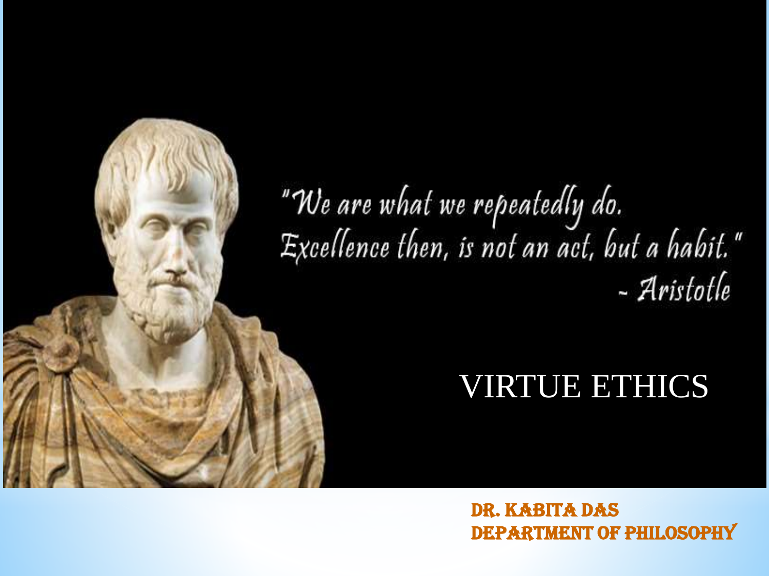"We are what we repeatedly do. Excellence then, is not an act, but a habit."
- Aristotle

# VIRTUE ETHICS

**DR. KABITA DAS**
**DEPARTMENT OF PHILOSOPHY**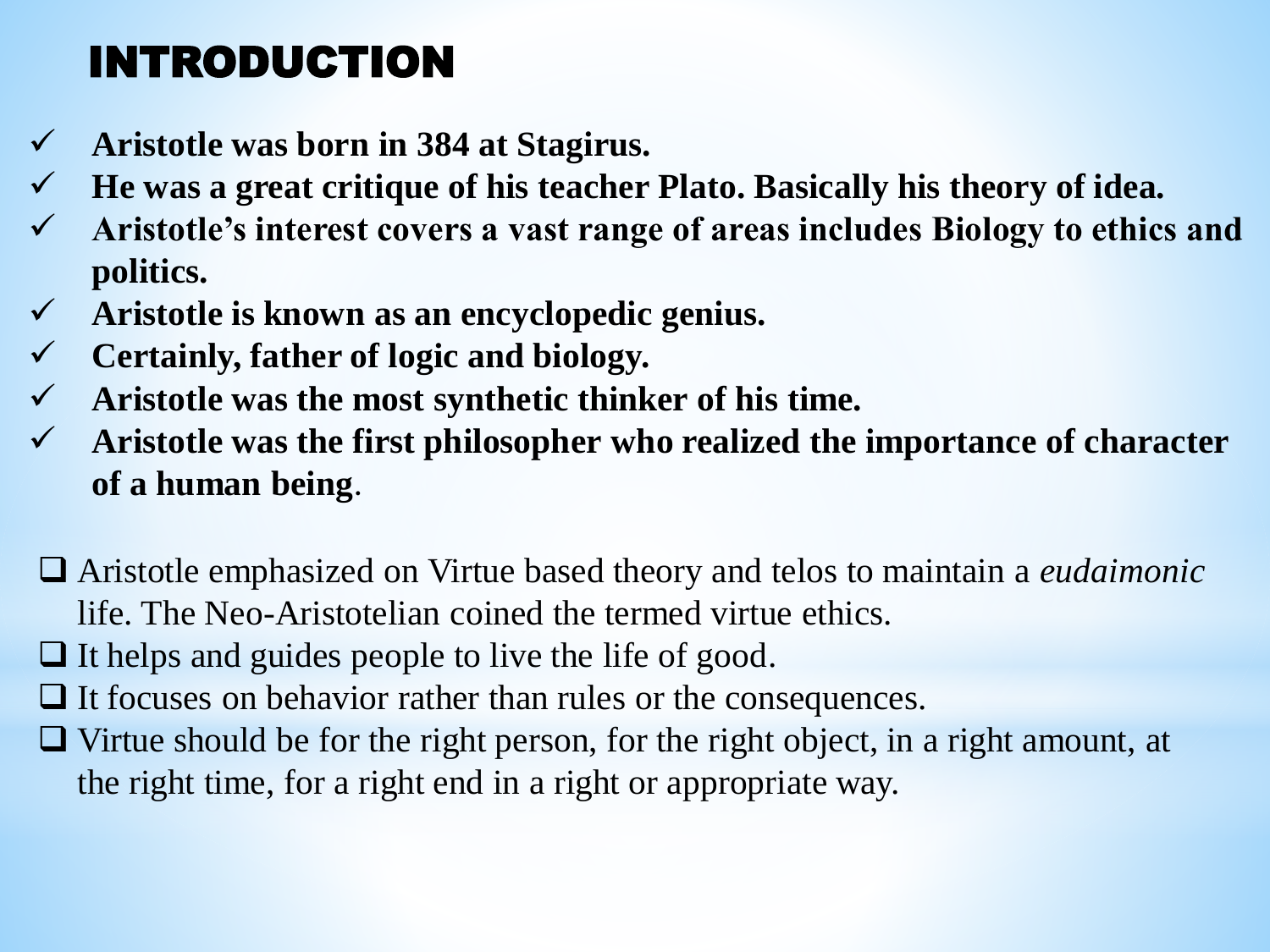# INTRODUCTION

- ✓ **Aristotle was born in 384 at Stagirus.**
- ✓ **He was a great critique of his teacher Plato. Basically his theory of idea.**
- ✓ **Aristotle's interest covers a vast range of areas includes Biology to ethics and politics.**
- ✓ **Aristotle is known as an encyclopedic genius.**
- ✓ **Certainly, father of logic and biology.**
- ✓ **Aristotle was the most synthetic thinker of his time.**
- ✓ **Aristotle was the first philosopher who realized the importance of character of a human being**.

- ❑ Aristotle emphasized on Virtue based theory and telos to maintain a *eudaimonic* life. The Neo-Aristotelian coined the termed virtue ethics.
- ❑ It helps and guides people to live the life of good.
- ❑ It focuses on behavior rather than rules or the consequences.
- ❑ Virtue should be for the right person, for the right object, in a right amount, at the right time, for a right end in a right or appropriate way.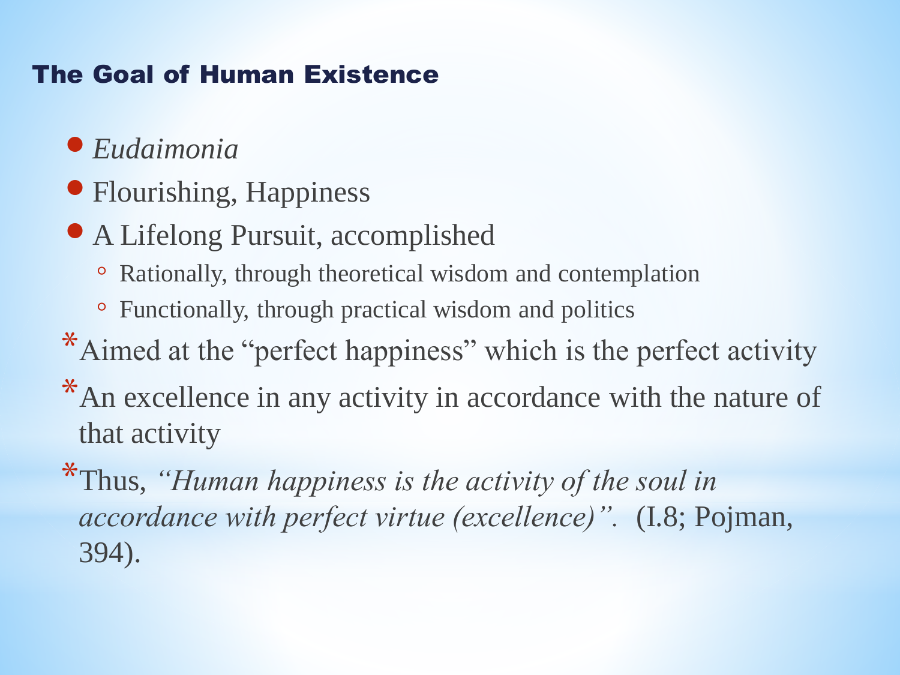## The Goal of Human Existence

- *Eudaimonia*
- Flourishing, Happiness
- A Lifelong Pursuit, accomplished
  - Rationally, through theoretical wisdom and contemplation
  - Functionally, through practical wisdom and politics

* Aimed at the “perfect happiness” which is the perfect activity
* An excellence in any activity in accordance with the nature of that activity
* Thus, *“Human happiness is the activity of the soul in accordance with perfect virtue (excellence)”.* (I.8; Pojman, 394).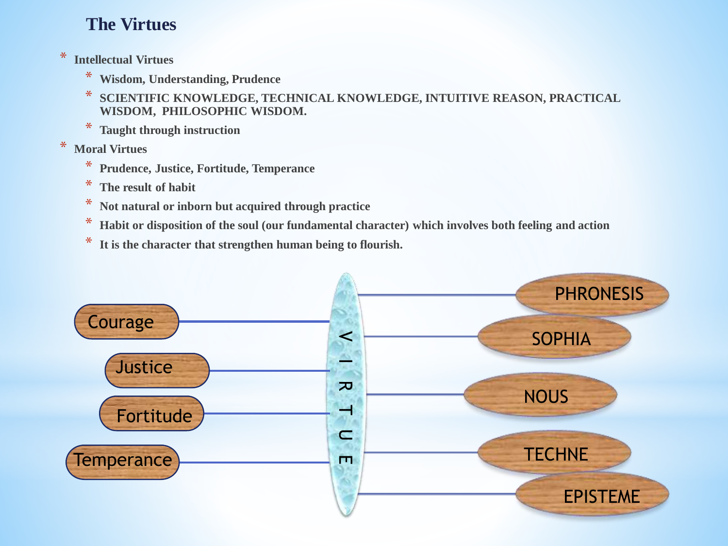# The Virtues

* Intellectual Virtues
  * Wisdom, Understanding, Prudence
  * SCIENTIFIC KNOWLEDGE, TECHNICAL KNOWLEDGE, INTUITIVE REASON, PRACTICAL WISDOM, PHILOSOPHIC WISDOM.
  * Taught through instruction
* Moral Virtues
  * Prudence, Justice, Fortitude, Temperance
  * The result of habit
  * Not natural or inborn but acquired through practice
  * Habit or disposition of the soul (our fundamental character) which involves both feeling and action
  * It is the character that strengthen human being to flourish.

VIRTUE

Courage
Justice
Fortitude
Temperance

PHRONESIS
SOPHIA
NOUS
TECHNE
EPISTEME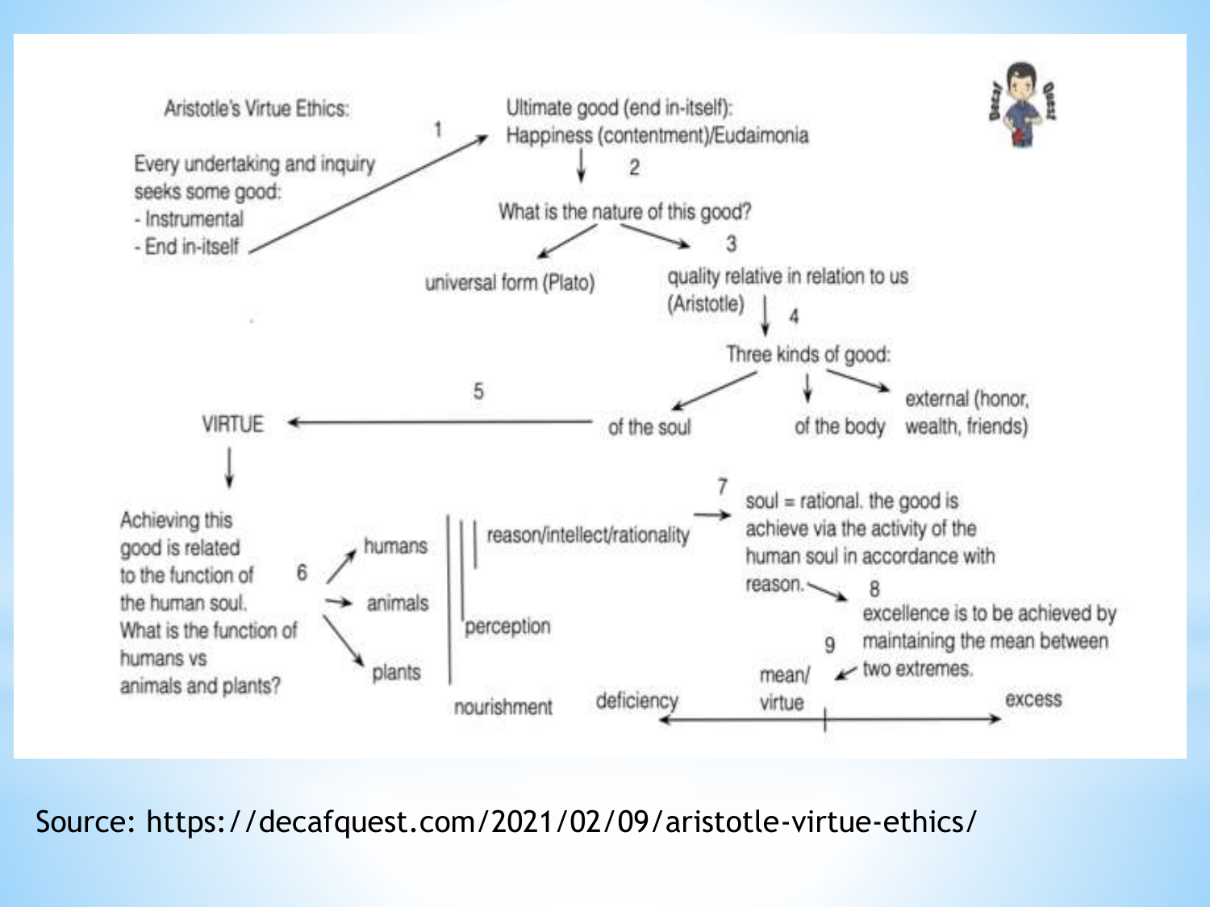Aristotle's Virtue Ethics:

Every undertaking and inquiry seeks some good:
- Instrumental
- End in-itself

1 → Ultimate good (end in-itself): Happiness (contentment)/Eudaimonia

2 → What is the nature of this good?

- universal form (Plato)
- 3 → quality relative in relation to us (Aristotle)

4 → Three kinds of good:

- of the soul
- of the body
- external (honor, wealth, friends)

5 → VIRTUE

Achieving this good is related to the function of the human soul. What is the function of humans vs animals and plants?

6 →
- humans — reason/intellect/rationality
- animals — perception
- plants — nourishment

7 → soul = rational. the good is achieve via the activity of the human soul in accordance with reason.

8 → excellence is to be achieved by maintaining the mean between two extremes.

9 → mean/virtue

deficiency ← mean/virtue → excess

Source: https://decafquest.com/2021/02/09/aristotle-virtue-ethics/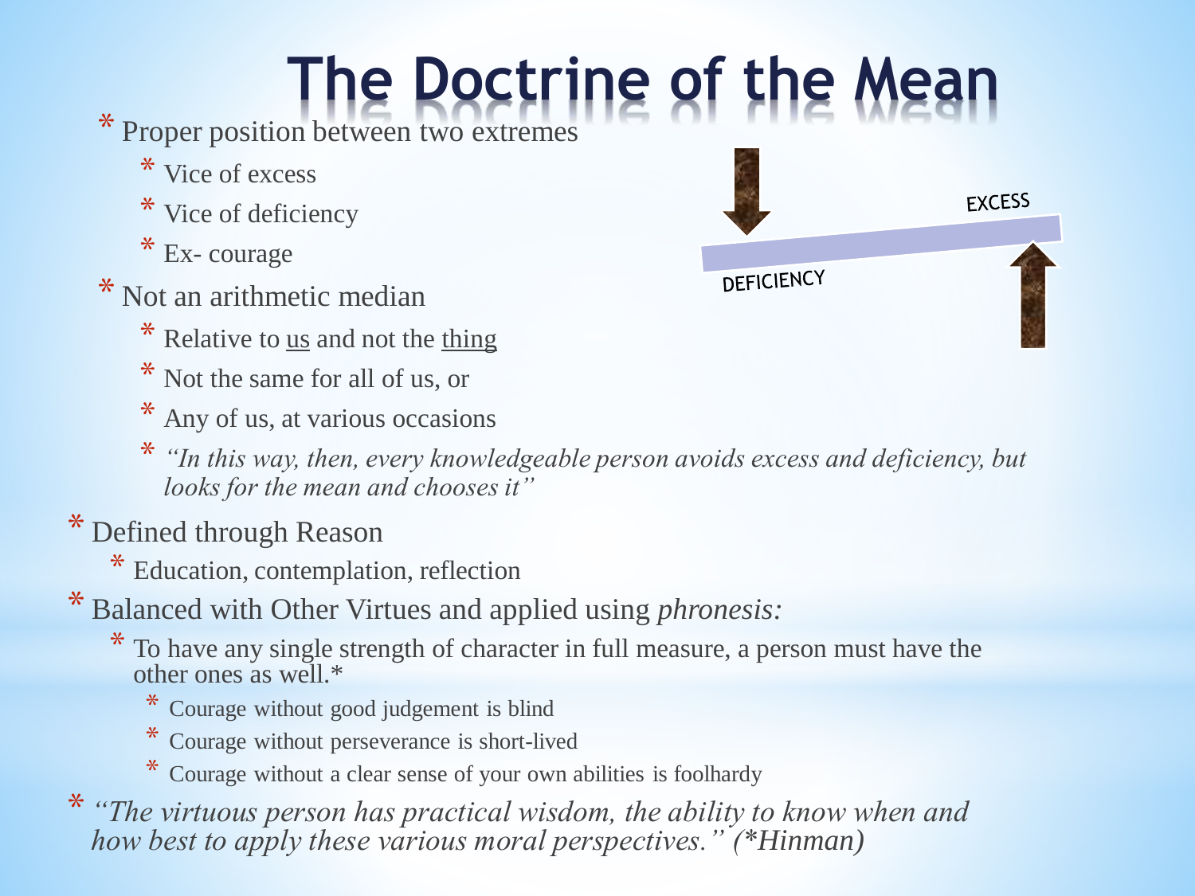# The Doctrine of the Mean

- Proper position between two extremes
  - Vice of excess
  - Vice of deficiency
  - Ex- courage
- Not an arithmetic median
  - Relative to <u>us</u> and not the <u>thing</u>
  - Not the same for all of us, or
  - Any of us, at various occasions
  - *"In this way, then, every knowledgeable person avoids excess and deficiency, but looks for the mean and chooses it"*

EXCESS

DEFICIENCY

- Defined through Reason
  - Education, contemplation, reflection
- Balanced with Other Virtues and applied using *phronesis:*
  - To have any single strength of character in full measure, a person must have the other ones as well.*
    - Courage without good judgement is blind
    - Courage without perseverance is short-lived
    - Courage without a clear sense of your own abilities is foolhardy
- *"The virtuous person has practical wisdom, the ability to know when and how best to apply these various moral perspectives." (*Hinman)*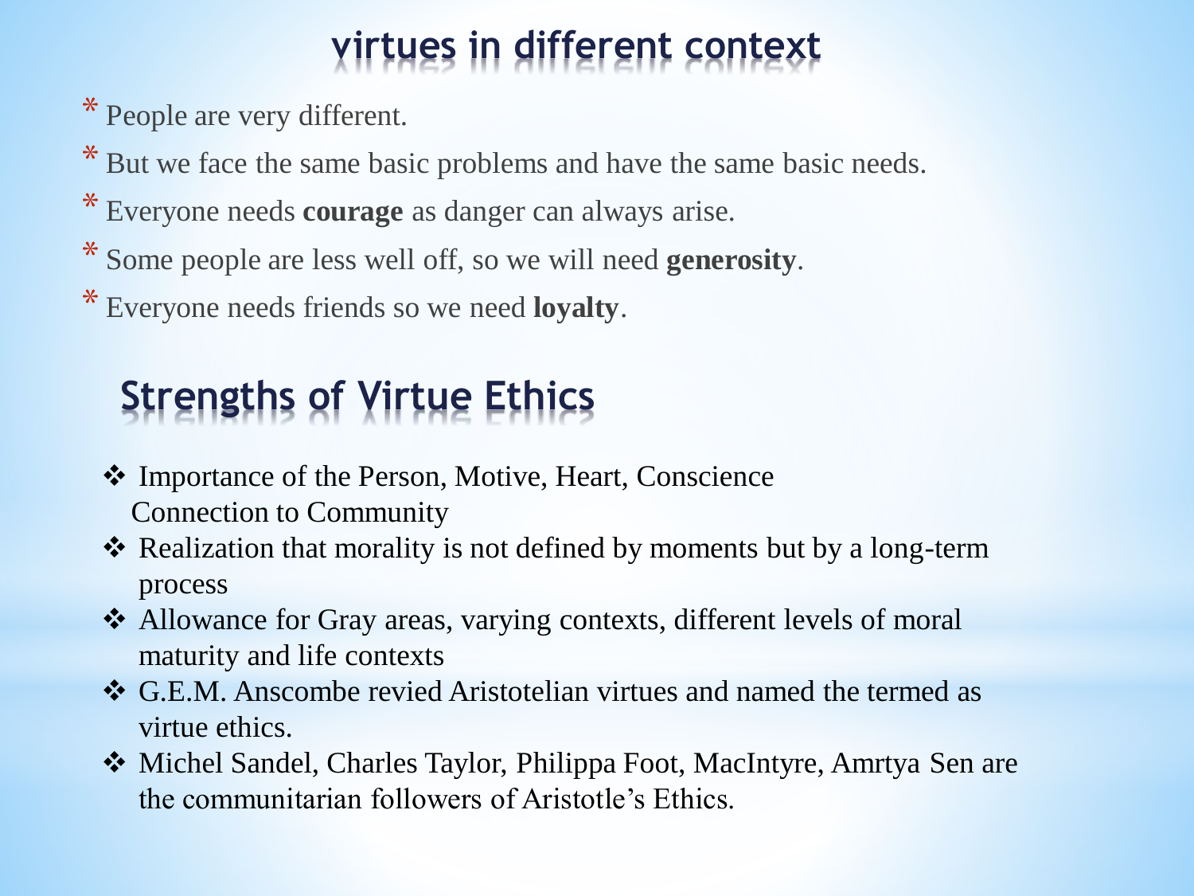## virtues in different context

* People are very different.
* But we face the same basic problems and have the same basic needs.
* Everyone needs **courage** as danger can always arise.
* Some people are less well off, so we will need **generosity**.
* Everyone needs friends so we need **loyalty**.

## Strengths of Virtue Ethics

- Importance of the Person, Motive, Heart, Conscience
  Connection to Community
- Realization that morality is not defined by moments but by a long-term process
- Allowance for Gray areas, varying contexts, different levels of moral maturity and life contexts
- G.E.M. Anscombe revied Aristotelian virtues and named the termed as virtue ethics.
- Michel Sandel, Charles Taylor, Philippa Foot, MacIntyre, Amrtya Sen are the communitarian followers of Aristotle's Ethics.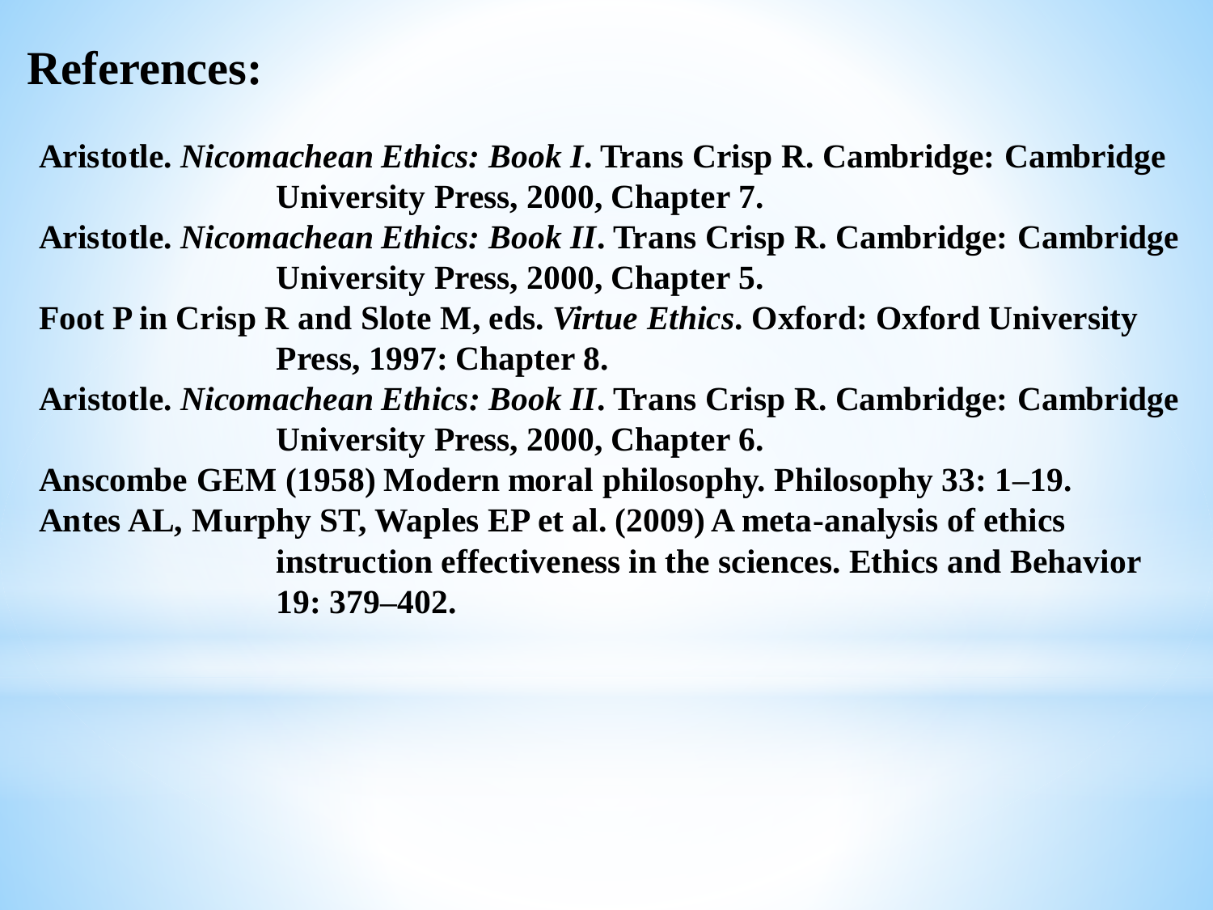# References:

Aristotle. *Nicomachean Ethics: Book I*. Trans Crisp R. Cambridge: Cambridge University Press, 2000, Chapter 7.

Aristotle. *Nicomachean Ethics: Book II*. Trans Crisp R. Cambridge: Cambridge University Press, 2000, Chapter 5.

Foot P in Crisp R and Slote M, eds. *Virtue Ethics*. Oxford: Oxford University Press, 1997: Chapter 8.

Aristotle. *Nicomachean Ethics: Book II*. Trans Crisp R. Cambridge: Cambridge University Press, 2000, Chapter 6.

Anscombe GEM (1958) Modern moral philosophy. Philosophy 33: 1–19.

Antes AL, Murphy ST, Waples EP et al. (2009) A meta-analysis of ethics instruction effectiveness in the sciences. Ethics and Behavior 19: 379–402.